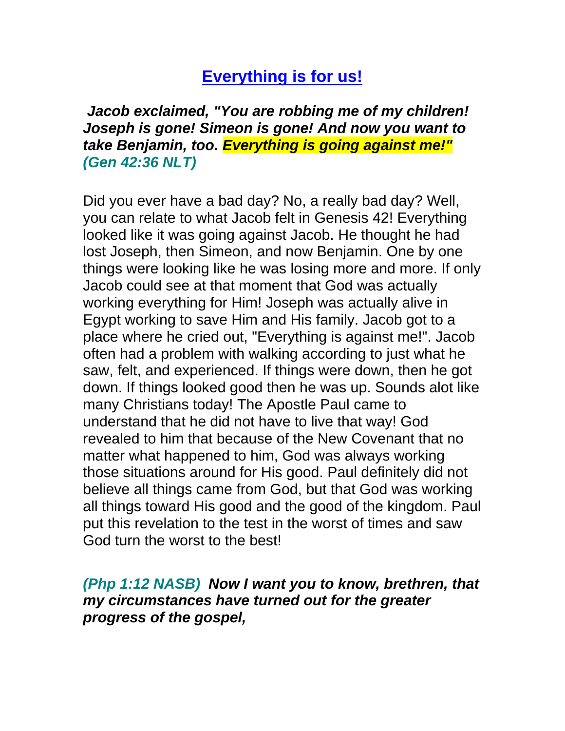# Everything is for us!

***Jacob exclaimed, "You are robbing me of my children! Joseph is gone! Simeon is gone! And now you want to take Benjamin, too. Everything is going against me!" (Gen 42:36 NLT)***

Did you ever have a bad day? No, a really bad day? Well, you can relate to what Jacob felt in Genesis 42! Everything looked like it was going against Jacob. He thought he had lost Joseph, then Simeon, and now Benjamin. One by one things were looking like he was losing more and more. If only Jacob could see at that moment that God was actually working everything for Him! Joseph was actually alive in Egypt working to save Him and His family. Jacob got to a place where he cried out, "Everything is against me!". Jacob often had a problem with walking according to just what he saw, felt, and experienced. If things were down, then he got down. If things looked good then he was up. Sounds alot like many Christians today! The Apostle Paul came to understand that he did not have to live that way! God revealed to him that because of the New Covenant that no matter what happened to him, God was always working those situations around for His good. Paul definitely did not believe all things came from God, but that God was working all things toward His good and the good of the kingdom. Paul put this revelation to the test in the worst of times and saw God turn the worst to the best!

***(Php 1:12 NASB) Now I want you to know, brethren, that my circumstances have turned out for the greater progress of the gospel,***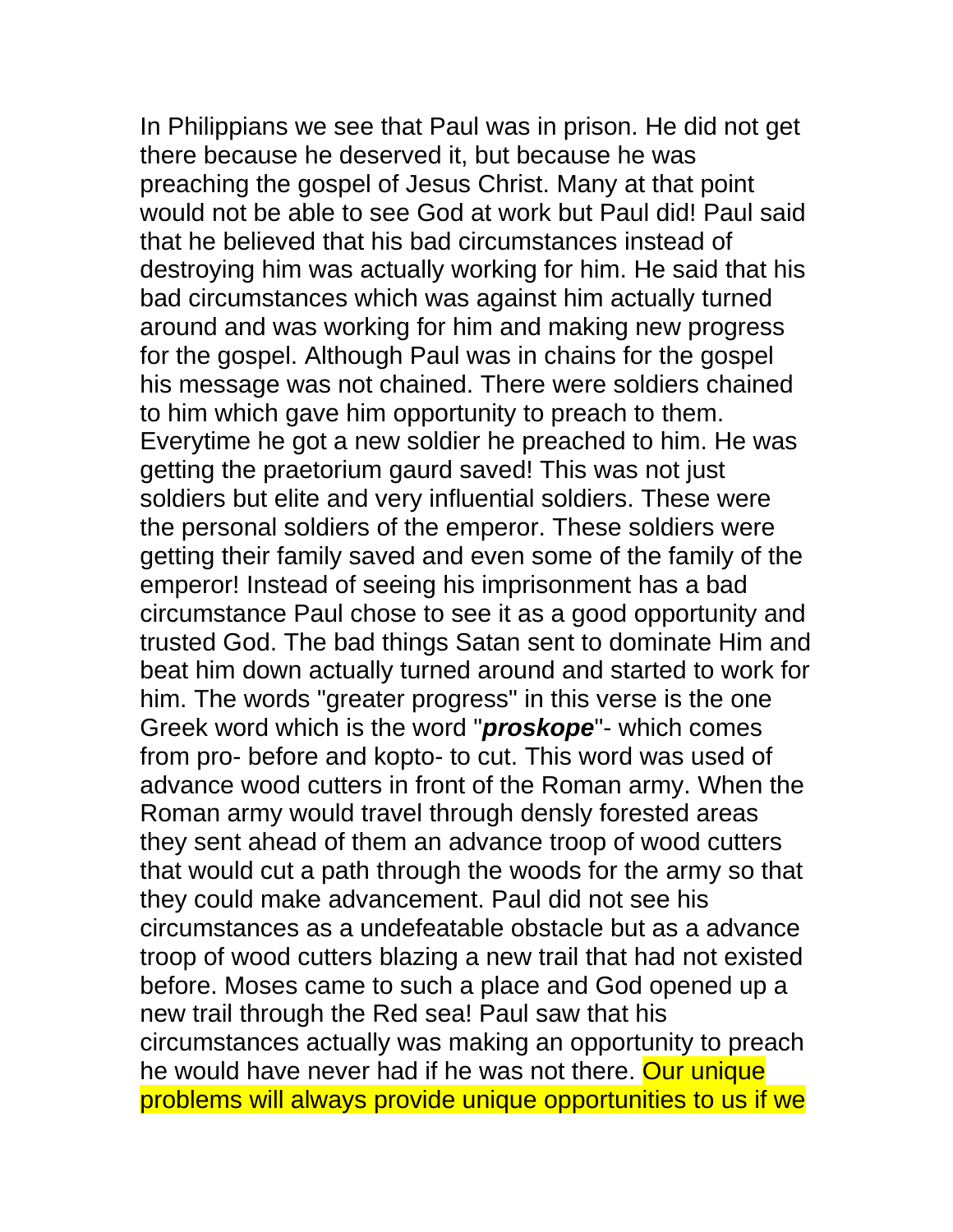In Philippians we see that Paul was in prison. He did not get there because he deserved it, but because he was preaching the gospel of Jesus Christ. Many at that point would not be able to see God at work but Paul did! Paul said that he believed that his bad circumstances instead of destroying him was actually working for him. He said that his bad circumstances which was against him actually turned around and was working for him and making new progress for the gospel. Although Paul was in chains for the gospel his message was not chained. There were soldiers chained to him which gave him opportunity to preach to them. Everytime he got a new soldier he preached to him. He was getting the praetorium gaurd saved! This was not just soldiers but elite and very influential soldiers. These were the personal soldiers of the emperor. These soldiers were getting their family saved and even some of the family of the emperor! Instead of seeing his imprisonment has a bad circumstance Paul chose to see it as a good opportunity and trusted God. The bad things Satan sent to dominate Him and beat him down actually turned around and started to work for him. The words "greater progress" in this verse is the one Greek word which is the word "***proskope***"- which comes from pro- before and kopto- to cut. This word was used of advance wood cutters in front of the Roman army. When the Roman army would travel through densly forested areas they sent ahead of them an advance troop of wood cutters that would cut a path through the woods for the army so that they could make advancement. Paul did not see his circumstances as a undefeatable obstacle but as a advance troop of wood cutters blazing a new trail that had not existed before. Moses came to such a place and God opened up a new trail through the Red sea! Paul saw that his circumstances actually was making an opportunity to preach he would have never had if he was not there. Our unique problems will always provide unique opportunities to us if we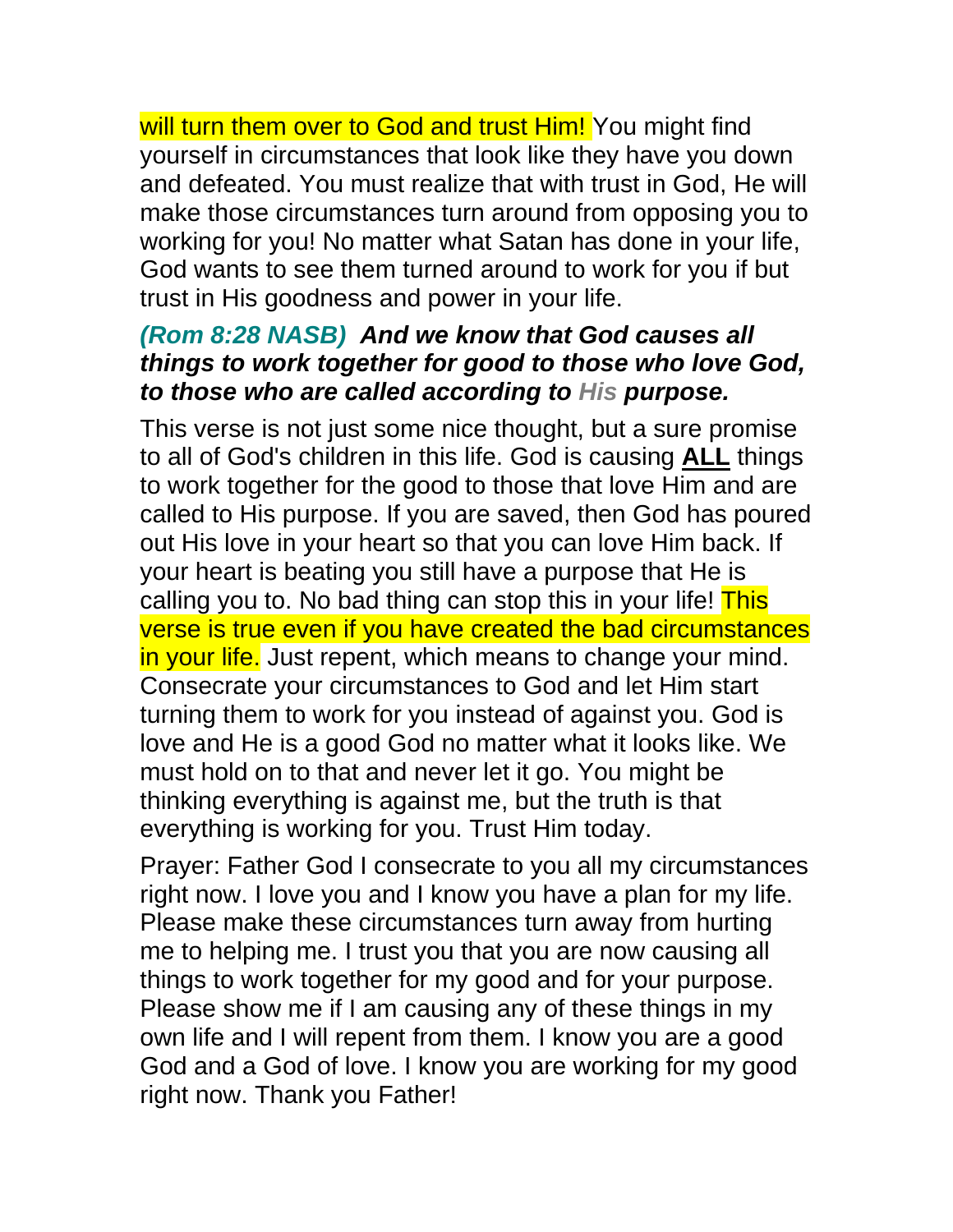will turn them over to God and trust Him! You might find yourself in circumstances that look like they have you down and defeated. You must realize that with trust in God, He will make those circumstances turn around from opposing you to working for you! No matter what Satan has done in your life, God wants to see them turned around to work for you if but trust in His goodness and power in your life.

***(Rom 8:28 NASB) And we know that God causes all things to work together for good to those who love God, to those who are called according to His purpose.***

This verse is not just some nice thought, but a sure promise to all of God's children in this life. God is causing **ALL** things to work together for the good to those that love Him and are called to His purpose. If you are saved, then God has poured out His love in your heart so that you can love Him back. If your heart is beating you still have a purpose that He is calling you to. No bad thing can stop this in your life! This verse is true even if you have created the bad circumstances in your life. Just repent, which means to change your mind. Consecrate your circumstances to God and let Him start turning them to work for you instead of against you. God is love and He is a good God no matter what it looks like. We must hold on to that and never let it go. You might be thinking everything is against me, but the truth is that everything is working for you. Trust Him today.

Prayer: Father God I consecrate to you all my circumstances right now. I love you and I know you have a plan for my life. Please make these circumstances turn away from hurting me to helping me. I trust you that you are now causing all things to work together for my good and for your purpose. Please show me if I am causing any of these things in my own life and I will repent from them. I know you are a good God and a God of love. I know you are working for my good right now. Thank you Father!